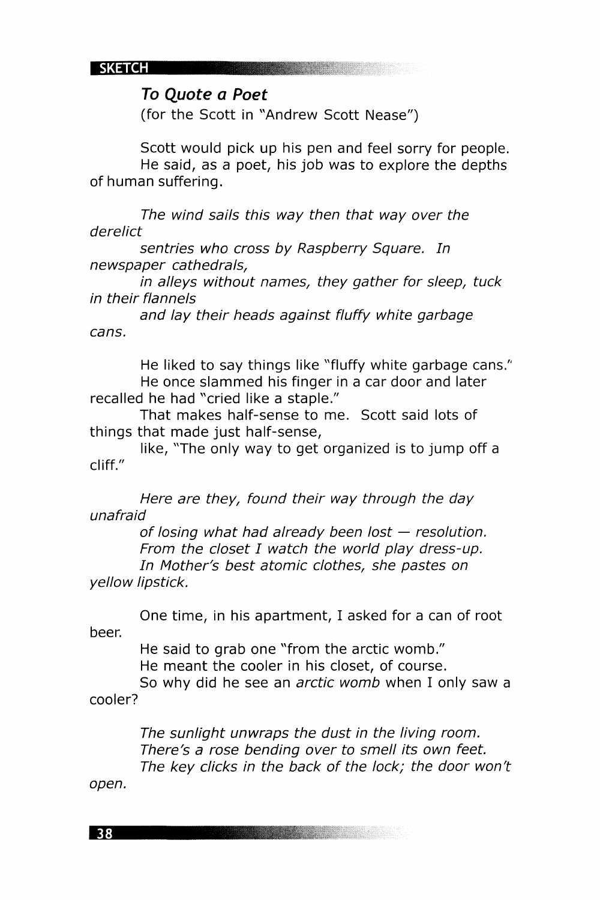SKETCH

### *To Quote a Poet*

(for the Scott in "Andrew Scott Nease")

Scott would pick up his pen and feel sorry for people.
He said, as a poet, his job was to explore the depths of human suffering.

*The wind sails this way then that way over the derelict*
*sentries who cross by Raspberry Square. In newspaper cathedrals,*
*in alleys without names, they gather for sleep, tuck in their flannels*
*and lay their heads against fluffy white garbage cans.*

He liked to say things like "fluffy white garbage cans."
He once slammed his finger in a car door and later recalled he had "cried like a staple."
That makes half-sense to me. Scott said lots of things that made just half-sense,
like, "The only way to get organized is to jump off a cliff."

*Here are they, found their way through the day unafraid*
*of losing what had already been lost — resolution.*
*From the closet I watch the world play dress-up.*
*In Mother's best atomic clothes, she pastes on yellow lipstick.*

One time, in his apartment, I asked for a can of root beer.
He said to grab one "from the arctic womb."
He meant the cooler in his closet, of course.
So why did he see an *arctic womb* when I only saw a cooler?

*The sunlight unwraps the dust in the living room.*
*There's a rose bending over to smell its own feet.*
*The key clicks in the back of the lock; the door won't open.*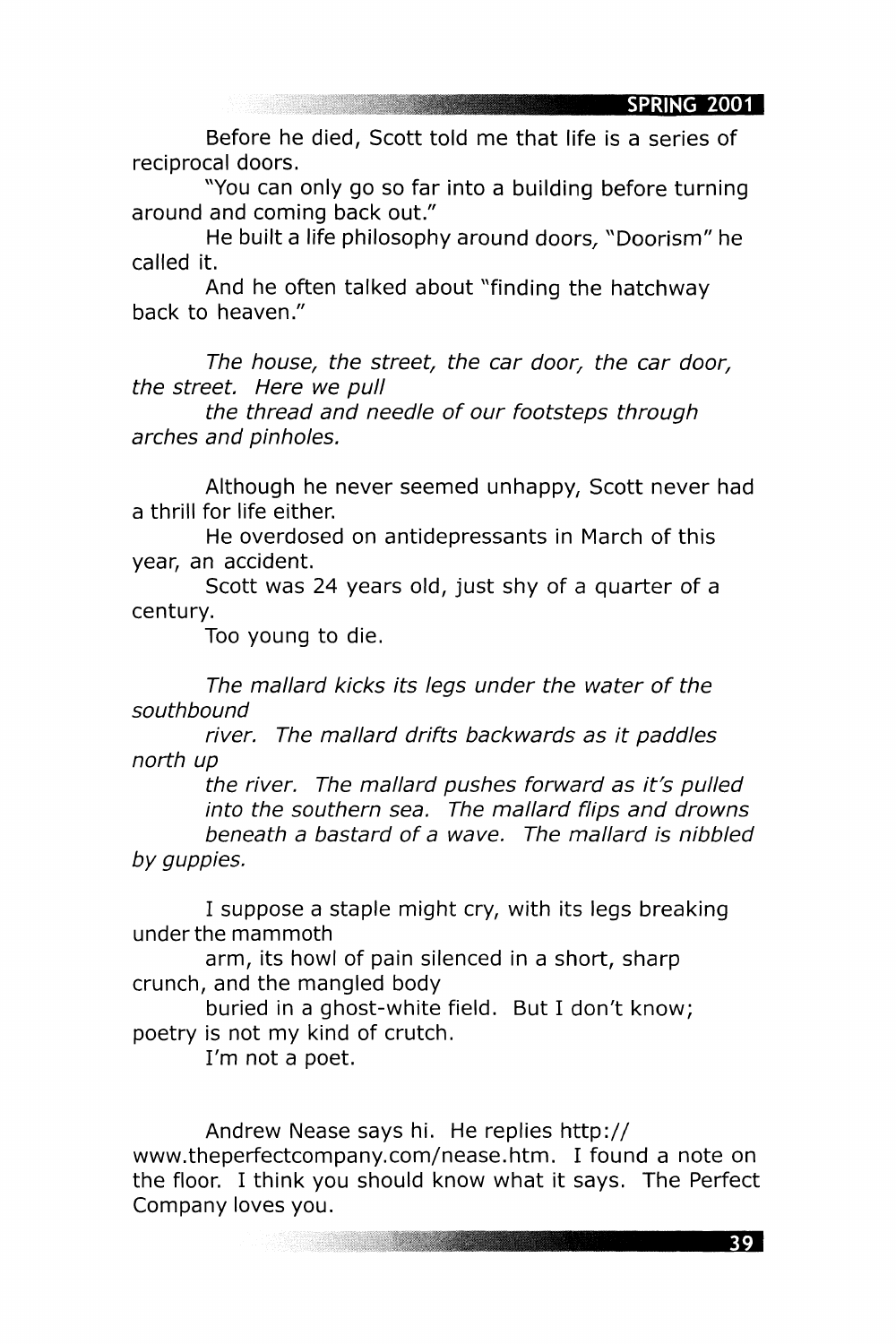Before he died, Scott told me that life is a series of reciprocal doors.

"You can only go so far into a building before turning around and coming back out."

He built a life philosophy around doors, "Doorism" he called it.

And he often talked about "finding the hatchway back to heaven."

*The house, the street, the car door, the car door, the street. Here we pull*
*the thread and needle of our footsteps through arches and pinholes.*

Although he never seemed unhappy, Scott never had a thrill for life either.

He overdosed on antidepressants in March of this year, an accident.

Scott was 24 years old, just shy of a quarter of a century.

Too young to die.

*The mallard kicks its legs under the water of the southbound*
*river. The mallard drifts backwards as it paddles north up*
*the river. The mallard pushes forward as it's pulled*
*into the southern sea. The mallard flips and drowns*
*beneath a bastard of a wave. The mallard is nibbled by guppies.*

I suppose a staple might cry, with its legs breaking under the mammoth
arm, its howl of pain silenced in a short, sharp crunch, and the mangled body
buried in a ghost-white field. But I don't know; poetry is not my kind of crutch.

I'm not a poet.

Andrew Nease says hi. He replies http://www.theperfectcompany.com/nease.htm. I found a note on the floor. I think you should know what it says. The Perfect Company loves you.